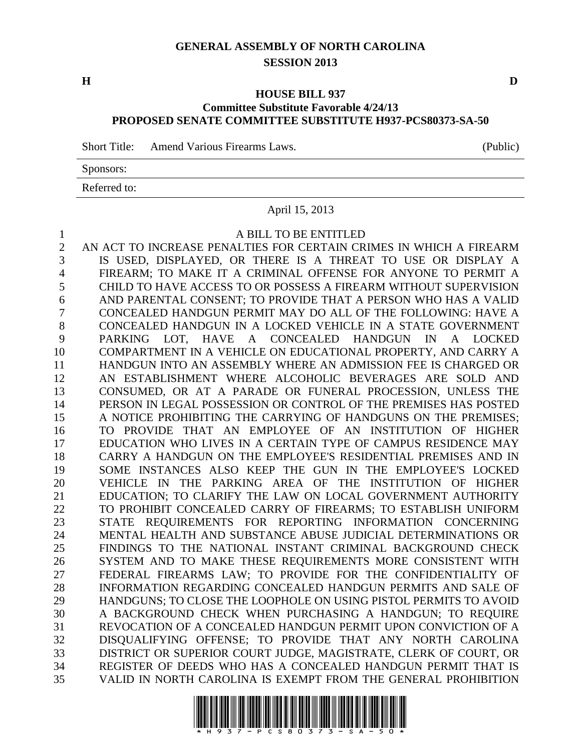**GENERAL ASSEMBLY OF NORTH CAROLINA**
**SESSION 2013**

**H** **D**

**HOUSE BILL 937**
**Committee Substitute Favorable 4/24/13**
**PROPOSED SENATE COMMITTEE SUBSTITUTE H937-PCS80373-SA-50**

Short Title: Amend Various Firearms Laws. (Public)

Sponsors:

Referred to:

April 15, 2013

A BILL TO BE ENTITLED

AN ACT TO INCREASE PENALTIES FOR CERTAIN CRIMES IN WHICH A FIREARM IS USED, DISPLAYED, OR THERE IS A THREAT TO USE OR DISPLAY A FIREARM; TO MAKE IT A CRIMINAL OFFENSE FOR ANYONE TO PERMIT A CHILD TO HAVE ACCESS TO OR POSSESS A FIREARM WITHOUT SUPERVISION AND PARENTAL CONSENT; TO PROVIDE THAT A PERSON WHO HAS A VALID CONCEALED HANDGUN PERMIT MAY DO ALL OF THE FOLLOWING: HAVE A CONCEALED HANDGUN IN A LOCKED VEHICLE IN A STATE GOVERNMENT PARKING LOT, HAVE A CONCEALED HANDGUN IN A LOCKED COMPARTMENT IN A VEHICLE ON EDUCATIONAL PROPERTY, AND CARRY A HANDGUN INTO AN ASSEMBLY WHERE AN ADMISSION FEE IS CHARGED OR AN ESTABLISHMENT WHERE ALCOHOLIC BEVERAGES ARE SOLD AND CONSUMED, OR AT A PARADE OR FUNERAL PROCESSION, UNLESS THE PERSON IN LEGAL POSSESSION OR CONTROL OF THE PREMISES HAS POSTED A NOTICE PROHIBITING THE CARRYING OF HANDGUNS ON THE PREMISES; TO PROVIDE THAT AN EMPLOYEE OF AN INSTITUTION OF HIGHER EDUCATION WHO LIVES IN A CERTAIN TYPE OF CAMPUS RESIDENCE MAY CARRY A HANDGUN ON THE EMPLOYEE'S RESIDENTIAL PREMISES AND IN SOME INSTANCES ALSO KEEP THE GUN IN THE EMPLOYEE'S LOCKED VEHICLE IN THE PARKING AREA OF THE INSTITUTION OF HIGHER EDUCATION; TO CLARIFY THE LAW ON LOCAL GOVERNMENT AUTHORITY TO PROHIBIT CONCEALED CARRY OF FIREARMS; TO ESTABLISH UNIFORM STATE REQUIREMENTS FOR REPORTING INFORMATION CONCERNING MENTAL HEALTH AND SUBSTANCE ABUSE JUDICIAL DETERMINATIONS OR FINDINGS TO THE NATIONAL INSTANT CRIMINAL BACKGROUND CHECK SYSTEM AND TO MAKE THESE REQUIREMENTS MORE CONSISTENT WITH FEDERAL FIREARMS LAW; TO PROVIDE FOR THE CONFIDENTIALITY OF INFORMATION REGARDING CONCEALED HANDGUN PERMITS AND SALE OF HANDGUNS; TO CLOSE THE LOOPHOLE ON USING PISTOL PERMITS TO AVOID A BACKGROUND CHECK WHEN PURCHASING A HANDGUN; TO REQUIRE REVOCATION OF A CONCEALED HANDGUN PERMIT UPON CONVICTION OF A DISQUALIFYING OFFENSE; TO PROVIDE THAT ANY NORTH CAROLINA DISTRICT OR SUPERIOR COURT JUDGE, MAGISTRATE, CLERK OF COURT, OR REGISTER OF DEEDS WHO HAS A CONCEALED HANDGUN PERMIT THAT IS VALID IN NORTH CAROLINA IS EXEMPT FROM THE GENERAL PROHIBITION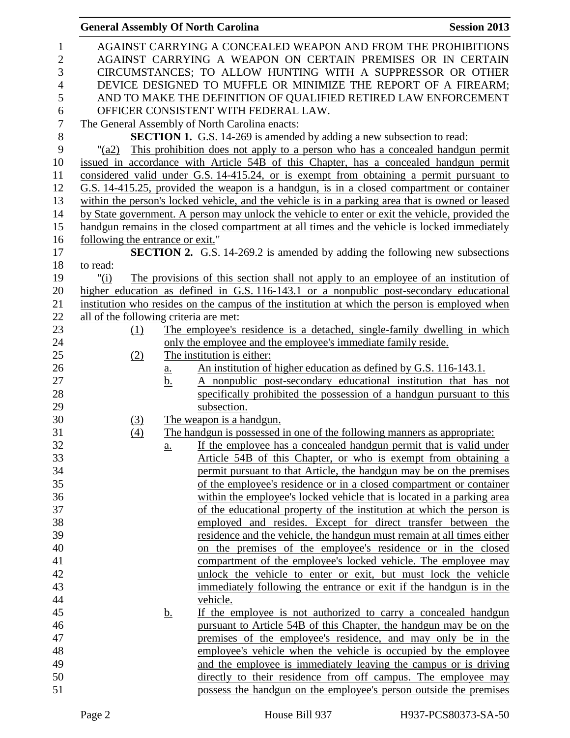AGAINST CARRYING A CONCEALED WEAPON AND FROM THE PROHIBITIONS AGAINST CARRYING A WEAPON ON CERTAIN PREMISES OR IN CERTAIN CIRCUMSTANCES; TO ALLOW HUNTING WITH A SUPPRESSOR OR OTHER DEVICE DESIGNED TO MUFFLE OR MINIMIZE THE REPORT OF A FIREARM; AND TO MAKE THE DEFINITION OF QUALIFIED RETIRED LAW ENFORCEMENT OFFICER CONSISTENT WITH FEDERAL LAW.

The General Assembly of North Carolina enacts:

**SECTION 1.** G.S. 14-269 is amended by adding a new subsection to read:

"(a2) This prohibition does not apply to a person who has a concealed handgun permit issued in accordance with Article 54B of this Chapter, has a concealed handgun permit considered valid under G.S. 14-415.24, or is exempt from obtaining a permit pursuant to G.S. 14-415.25, provided the weapon is a handgun, is in a closed compartment or container within the person's locked vehicle, and the vehicle is in a parking area that is owned or leased by State government. A person may unlock the vehicle to enter or exit the vehicle, provided the handgun remains in the closed compartment at all times and the vehicle is locked immediately following the entrance or exit."

**SECTION 2.** G.S. 14-269.2 is amended by adding the following new subsections to read:

"(i) The provisions of this section shall not apply to an employee of an institution of higher education as defined in G.S. 116-143.1 or a nonpublic post-secondary educational institution who resides on the campus of the institution at which the person is employed when all of the following criteria are met:

(1) The employee's residence is a detached, single-family dwelling in which only the employee and the employee's immediate family reside.

(2) The institution is either:

a. An institution of higher education as defined by G.S. 116-143.1.

b. A nonpublic post-secondary educational institution that has not specifically prohibited the possession of a handgun pursuant to this subsection.

(3) The weapon is a handgun.

(4) The handgun is possessed in one of the following manners as appropriate:

a. If the employee has a concealed handgun permit that is valid under Article 54B of this Chapter, or who is exempt from obtaining a permit pursuant to that Article, the handgun may be on the premises of the employee's residence or in a closed compartment or container within the employee's locked vehicle that is located in a parking area of the educational property of the institution at which the person is employed and resides. Except for direct transfer between the residence and the vehicle, the handgun must remain at all times either on the premises of the employee's residence or in the closed compartment of the employee's locked vehicle. The employee may unlock the vehicle to enter or exit, but must lock the vehicle immediately following the entrance or exit if the handgun is in the vehicle.

b. If the employee is not authorized to carry a concealed handgun pursuant to Article 54B of this Chapter, the handgun may be on the premises of the employee's residence, and may only be in the employee's vehicle when the vehicle is occupied by the employee and the employee is immediately leaving the campus or is driving directly to their residence from off campus. The employee may possess the handgun on the employee's person outside the premises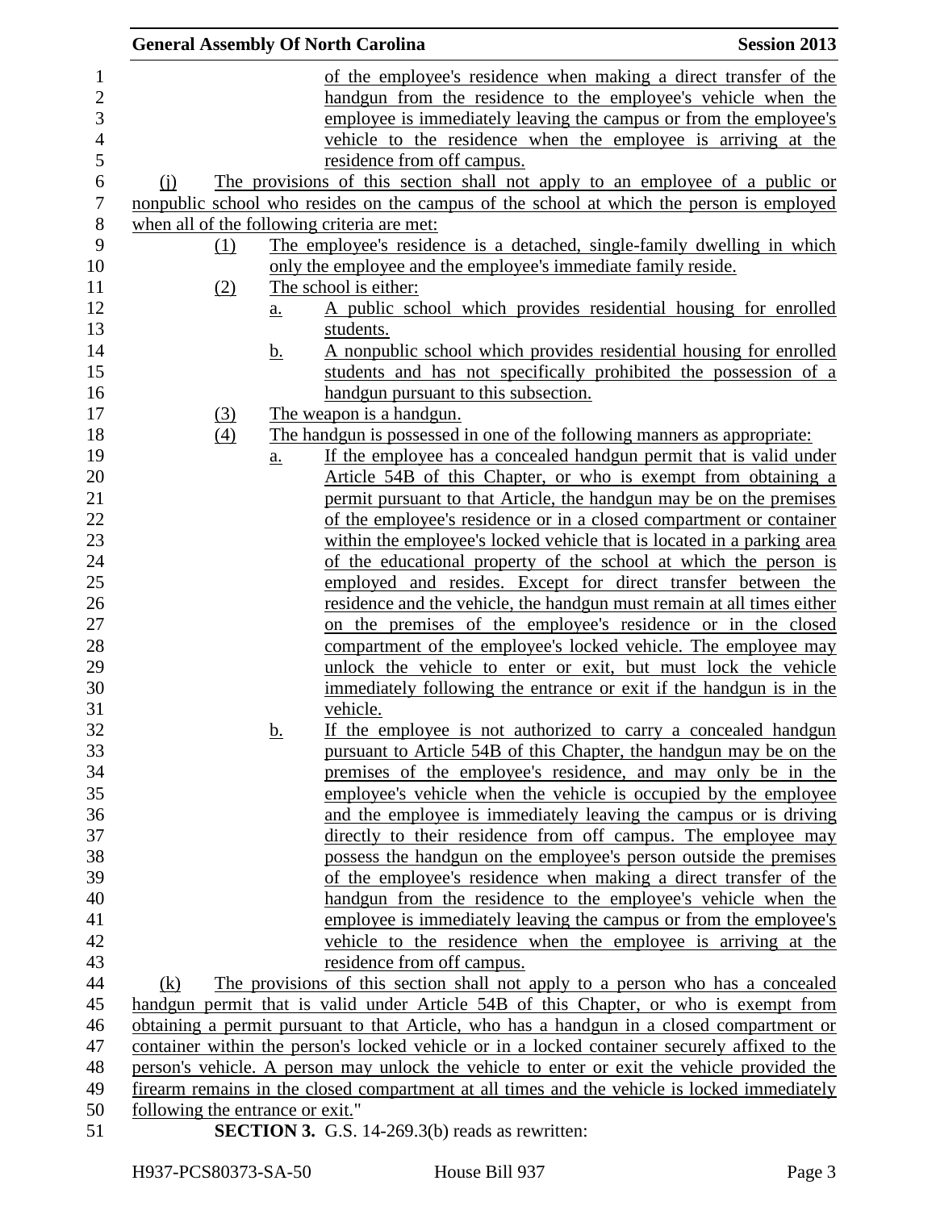of the employee's residence when making a direct transfer of the handgun from the residence to the employee's vehicle when the employee is immediately leaving the campus or from the employee's vehicle to the residence when the employee is arriving at the residence from off campus.

(j) The provisions of this section shall not apply to an employee of a public or nonpublic school who resides on the campus of the school at which the person is employed when all of the following criteria are met:

(1) The employee's residence is a detached, single-family dwelling in which only the employee and the employee's immediate family reside.

(2) The school is either:

a. A public school which provides residential housing for enrolled students.

b. A nonpublic school which provides residential housing for enrolled students and has not specifically prohibited the possession of a handgun pursuant to this subsection.

(3) The weapon is a handgun.

(4) The handgun is possessed in one of the following manners as appropriate:

a. If the employee has a concealed handgun permit that is valid under Article 54B of this Chapter, or who is exempt from obtaining a permit pursuant to that Article, the handgun may be on the premises of the employee's residence or in a closed compartment or container within the employee's locked vehicle that is located in a parking area of the educational property of the school at which the person is employed and resides. Except for direct transfer between the residence and the vehicle, the handgun must remain at all times either on the premises of the employee's residence or in the closed compartment of the employee's locked vehicle. The employee may unlock the vehicle to enter or exit, but must lock the vehicle immediately following the entrance or exit if the handgun is in the vehicle.

b. If the employee is not authorized to carry a concealed handgun pursuant to Article 54B of this Chapter, the handgun may be on the premises of the employee's residence, and may only be in the employee's vehicle when the vehicle is occupied by the employee and the employee is immediately leaving the campus or is driving directly to their residence from off campus. The employee may possess the handgun on the employee's person outside the premises of the employee's residence when making a direct transfer of the handgun from the residence to the employee's vehicle when the employee is immediately leaving the campus or from the employee's vehicle to the residence when the employee is arriving at the residence from off campus.

(k) The provisions of this section shall not apply to a person who has a concealed handgun permit that is valid under Article 54B of this Chapter, or who is exempt from obtaining a permit pursuant to that Article, who has a handgun in a closed compartment or container within the person's locked vehicle or in a locked container securely affixed to the person's vehicle. A person may unlock the vehicle to enter or exit the vehicle provided the firearm remains in the closed compartment at all times and the vehicle is locked immediately following the entrance or exit."

**SECTION 3.** G.S. 14-269.3(b) reads as rewritten: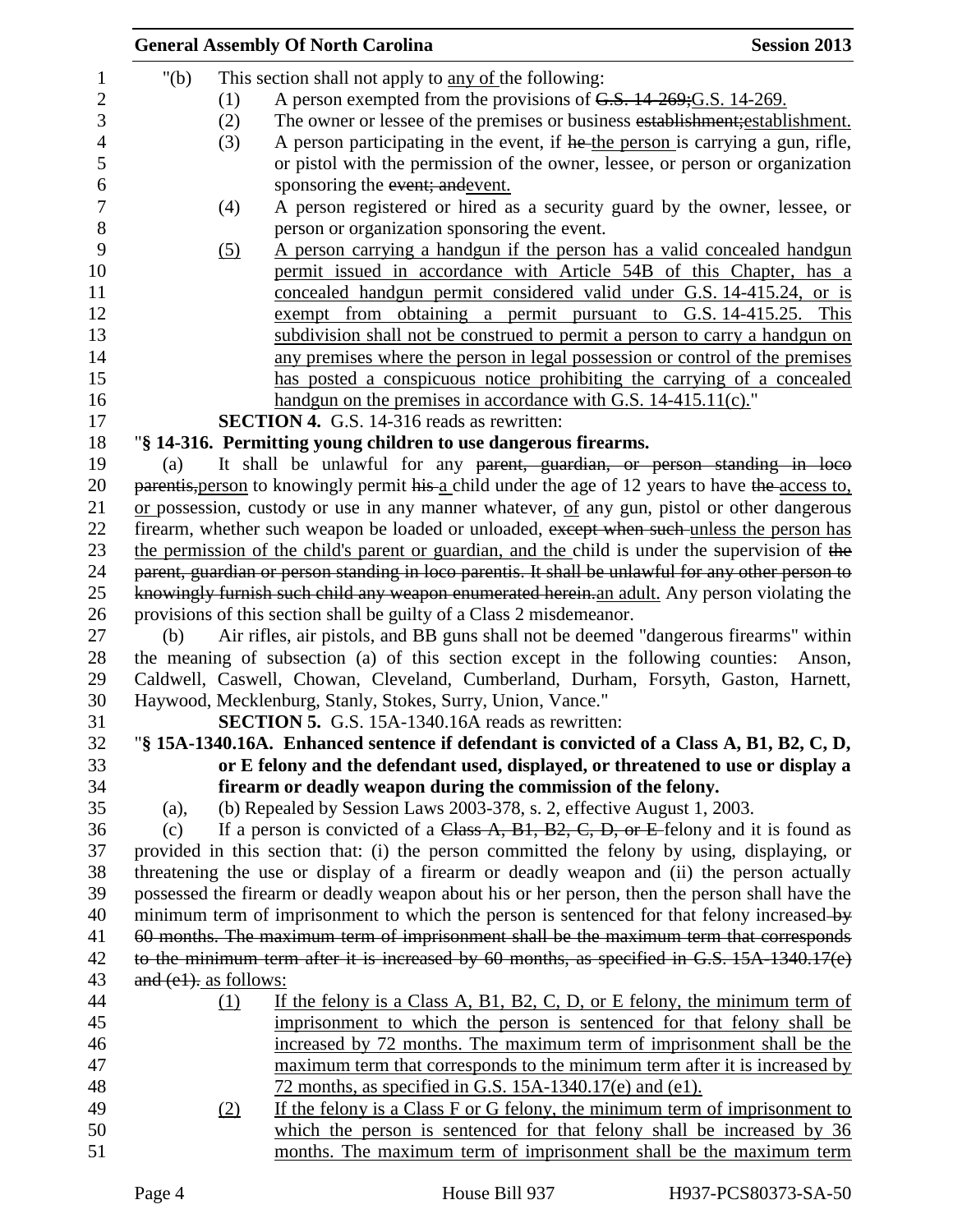"(b) This section shall not apply to any of the following:

(1) A person exempted from the provisions of G.S. 14-269;G.S. 14-269.

(2) The owner or lessee of the premises or business establishment;establishment.

(3) A person participating in the event, if he the person is carrying a gun, rifle, or pistol with the permission of the owner, lessee, or person or organization sponsoring the event; andevent.

(4) A person registered or hired as a security guard by the owner, lessee, or person or organization sponsoring the event.

(5) A person carrying a handgun if the person has a valid concealed handgun permit issued in accordance with Article 54B of this Chapter, has a concealed handgun permit considered valid under G.S. 14-415.24, or is exempt from obtaining a permit pursuant to G.S. 14-415.25. This subdivision shall not be construed to permit a person to carry a handgun on any premises where the person in legal possession or control of the premises has posted a conspicuous notice prohibiting the carrying of a concealed handgun on the premises in accordance with G.S. 14-415.11(c)."

**SECTION 4.** G.S. 14-316 reads as rewritten:

"**§ 14-316. Permitting young children to use dangerous firearms.**

(a) It shall be unlawful for any parent, guardian, or person standing in loco parentis,person to knowingly permit his a child under the age of 12 years to have the access to, or possession, custody or use in any manner whatever, of any gun, pistol or other dangerous firearm, whether such weapon be loaded or unloaded, except when such unless the person has the permission of the child's parent or guardian, and the child is under the supervision of the parent, guardian or person standing in loco parentis. It shall be unlawful for any other person to knowingly furnish such child any weapon enumerated herein.an adult. Any person violating the provisions of this section shall be guilty of a Class 2 misdemeanor.

(b) Air rifles, air pistols, and BB guns shall not be deemed "dangerous firearms" within the meaning of subsection (a) of this section except in the following counties: Anson, Caldwell, Caswell, Chowan, Cleveland, Cumberland, Durham, Forsyth, Gaston, Harnett, Haywood, Mecklenburg, Stanly, Stokes, Surry, Union, Vance."

**SECTION 5.** G.S. 15A-1340.16A reads as rewritten:

"**§ 15A-1340.16A. Enhanced sentence if defendant is convicted of a Class A, B1, B2, C, D, or E felony and the defendant used, displayed, or threatened to use or display a firearm or deadly weapon during the commission of the felony.**

(a), (b) Repealed by Session Laws 2003-378, s. 2, effective August 1, 2003.

(c) If a person is convicted of a Class A, B1, B2, C, D, or E felony and it is found as provided in this section that: (i) the person committed the felony by using, displaying, or threatening the use or display of a firearm or deadly weapon and (ii) the person actually possessed the firearm or deadly weapon about his or her person, then the person shall have the minimum term of imprisonment to which the person is sentenced for that felony increased by 60 months. The maximum term of imprisonment shall be the maximum term that corresponds to the minimum term after it is increased by 60 months, as specified in G.S. 15A-1340.17(e) and (e1). as follows:

(1) If the felony is a Class A, B1, B2, C, D, or E felony, the minimum term of imprisonment to which the person is sentenced for that felony shall be increased by 72 months. The maximum term of imprisonment shall be the maximum term that corresponds to the minimum term after it is increased by 72 months, as specified in G.S. 15A-1340.17(e) and (e1).

(2) If the felony is a Class F or G felony, the minimum term of imprisonment to which the person is sentenced for that felony shall be increased by 36 months. The maximum term of imprisonment shall be the maximum term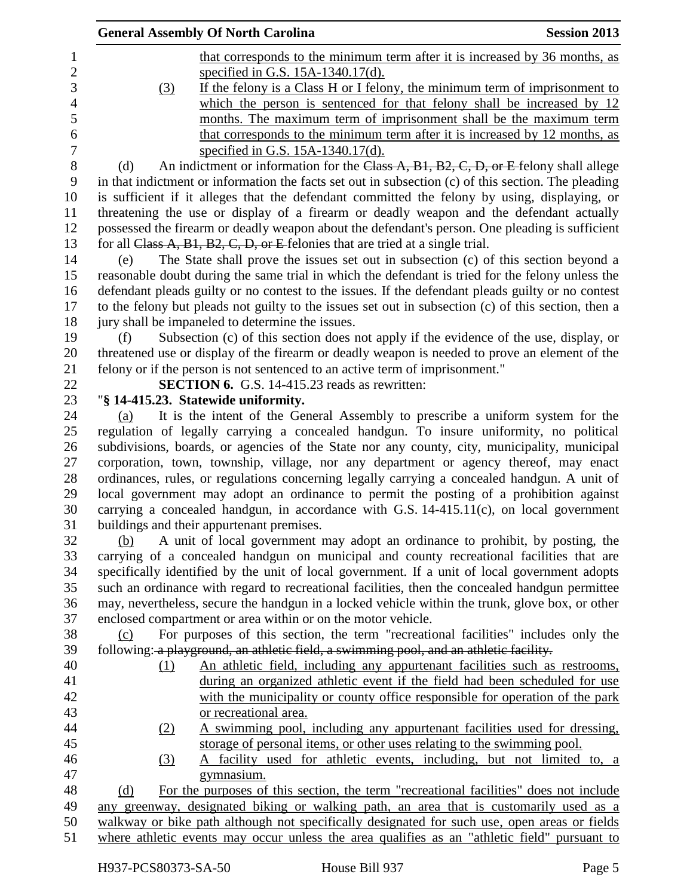that corresponds to the minimum term after it is increased by 36 months, as specified in G.S. 15A-1340.17(d).

(3) If the felony is a Class H or I felony, the minimum term of imprisonment to which the person is sentenced for that felony shall be increased by 12 months. The maximum term of imprisonment shall be the maximum term that corresponds to the minimum term after it is increased by 12 months, as specified in G.S. 15A-1340.17(d).

(d) An indictment or information for the ~~Class A, B1, B2, C, D, or E~~ felony shall allege in that indictment or information the facts set out in subsection (c) of this section. The pleading is sufficient if it alleges that the defendant committed the felony by using, displaying, or threatening the use or display of a firearm or deadly weapon and the defendant actually possessed the firearm or deadly weapon about the defendant's person. One pleading is sufficient for all ~~Class A, B1, B2, C, D, or E~~ felonies that are tried at a single trial.

(e) The State shall prove the issues set out in subsection (c) of this section beyond a reasonable doubt during the same trial in which the defendant is tried for the felony unless the defendant pleads guilty or no contest to the issues. If the defendant pleads guilty or no contest to the felony but pleads not guilty to the issues set out in subsection (c) of this section, then a jury shall be impaneled to determine the issues.

(f) Subsection (c) of this section does not apply if the evidence of the use, display, or threatened use or display of the firearm or deadly weapon is needed to prove an element of the felony or if the person is not sentenced to an active term of imprisonment."

**SECTION 6.** G.S. 14-415.23 reads as rewritten:

"**§ 14-415.23. Statewide uniformity.**

(a) It is the intent of the General Assembly to prescribe a uniform system for the regulation of legally carrying a concealed handgun. To insure uniformity, no political subdivisions, boards, or agencies of the State nor any county, city, municipality, municipal corporation, town, township, village, nor any department or agency thereof, may enact ordinances, rules, or regulations concerning legally carrying a concealed handgun. A unit of local government may adopt an ordinance to permit the posting of a prohibition against carrying a concealed handgun, in accordance with G.S. 14-415.11(c), on local government buildings and their appurtenant premises.

(b) A unit of local government may adopt an ordinance to prohibit, by posting, the carrying of a concealed handgun on municipal and county recreational facilities that are specifically identified by the unit of local government. If a unit of local government adopts such an ordinance with regard to recreational facilities, then the concealed handgun permittee may, nevertheless, secure the handgun in a locked vehicle within the trunk, glove box, or other enclosed compartment or area within or on the motor vehicle.

(c) For purposes of this section, the term "recreational facilities" includes only the following: ~~a playground, an athletic field, a swimming pool, and an athletic facility.~~

(1) An athletic field, including any appurtenant facilities such as restrooms, during an organized athletic event if the field had been scheduled for use with the municipality or county office responsible for operation of the park or recreational area.

(2) A swimming pool, including any appurtenant facilities used for dressing, storage of personal items, or other uses relating to the swimming pool.

(3) A facility used for athletic events, including, but not limited to, a gymnasium.

(d) For the purposes of this section, the term "recreational facilities" does not include any greenway, designated biking or walking path, an area that is customarily used as a walkway or bike path although not specifically designated for such use, open areas or fields where athletic events may occur unless the area qualifies as an "athletic field" pursuant to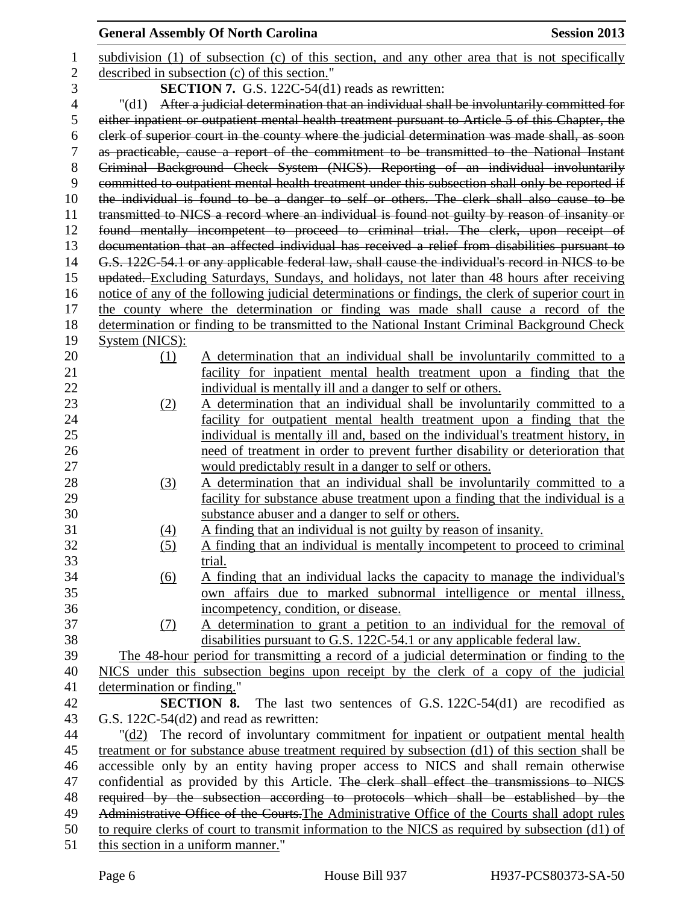subdivision (1) of subsection (c) of this section, and any other area that is not specifically described in subsection (c) of this section."

**SECTION 7.** G.S. 122C-54(d1) reads as rewritten:

"(d1) ~~After a judicial determination that an individual shall be involuntarily committed for either inpatient or outpatient mental health treatment pursuant to Article 5 of this Chapter, the clerk of superior court in the county where the judicial determination was made shall, as soon as practicable, cause a report of the commitment to be transmitted to the National Instant Criminal Background Check System (NICS). Reporting of an individual involuntarily committed to outpatient mental health treatment under this subsection shall only be reported if the individual is found to be a danger to self or others. The clerk shall also cause to be transmitted to NICS a record where an individual is found not guilty by reason of insanity or found mentally incompetent to proceed to criminal trial. The clerk, upon receipt of documentation that an affected individual has received a relief from disabilities pursuant to G.S. 122C-54.1 or any applicable federal law, shall cause the individual's record in NICS to be updated.~~ Excluding Saturdays, Sundays, and holidays, not later than 48 hours after receiving notice of any of the following judicial determinations or findings, the clerk of superior court in the county where the determination or finding was made shall cause a record of the determination or finding to be transmitted to the National Instant Criminal Background Check System (NICS):

(1) A determination that an individual shall be involuntarily committed to a facility for inpatient mental health treatment upon a finding that the individual is mentally ill and a danger to self or others.

(2) A determination that an individual shall be involuntarily committed to a facility for outpatient mental health treatment upon a finding that the individual is mentally ill and, based on the individual's treatment history, in need of treatment in order to prevent further disability or deterioration that would predictably result in a danger to self or others.

(3) A determination that an individual shall be involuntarily committed to a facility for substance abuse treatment upon a finding that the individual is a substance abuser and a danger to self or others.

(4) A finding that an individual is not guilty by reason of insanity.

(5) A finding that an individual is mentally incompetent to proceed to criminal trial.

(6) A finding that an individual lacks the capacity to manage the individual's own affairs due to marked subnormal intelligence or mental illness, incompetency, condition, or disease.

(7) A determination to grant a petition to an individual for the removal of disabilities pursuant to G.S. 122C-54.1 or any applicable federal law.

The 48-hour period for transmitting a record of a judicial determination or finding to the NICS under this subsection begins upon receipt by the clerk of a copy of the judicial determination or finding."

**SECTION 8.** The last two sentences of G.S. 122C-54(d1) are recodified as G.S. 122C-54(d2) and read as rewritten:

"(d2) The record of involuntary commitment for inpatient or outpatient mental health treatment or for substance abuse treatment required by subsection (d1) of this section shall be accessible only by an entity having proper access to NICS and shall remain otherwise confidential as provided by this Article. ~~The clerk shall effect the transmissions to NICS required by the subsection according to protocols which shall be established by the Administrative Office of the Courts.~~The Administrative Office of the Courts shall adopt rules to require clerks of court to transmit information to the NICS as required by subsection (d1) of this section in a uniform manner."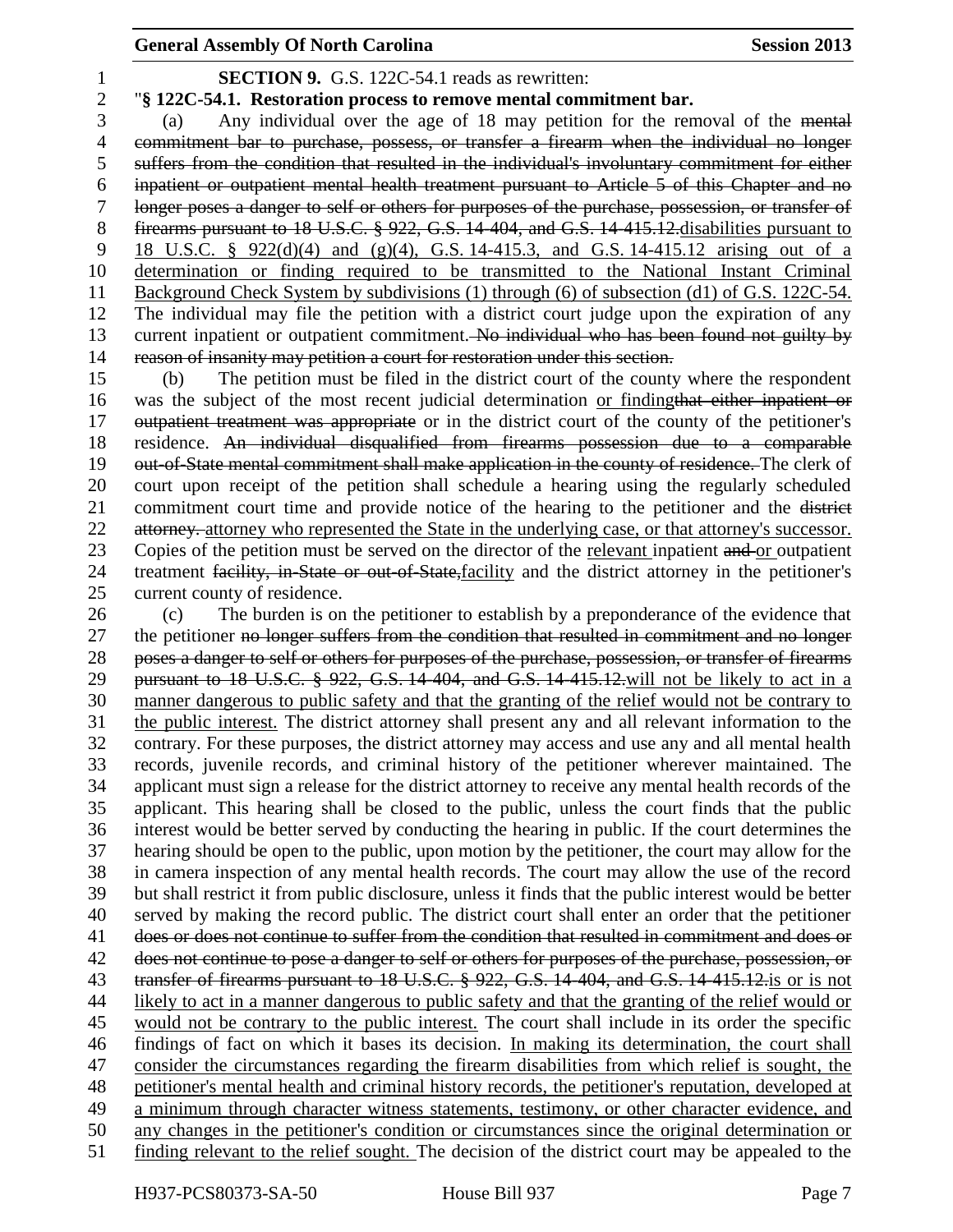**SECTION 9.** G.S. 122C-54.1 reads as rewritten:

"**§ 122C-54.1. Restoration process to remove mental commitment bar.**

(a) Any individual over the age of 18 may petition for the removal of the ~~mental commitment bar to purchase, possess, or transfer a firearm when the individual no longer suffers from the condition that resulted in the individual's involuntary commitment for either inpatient or outpatient mental health treatment pursuant to Article 5 of this Chapter and no longer poses a danger to self or others for purposes of the purchase, possession, or transfer of firearms pursuant to 18 U.S.C. § 922, G.S. 14-404, and G.S. 14-415.12.~~<u>disabilities pursuant to 18 U.S.C. § 922(d)(4) and (g)(4), G.S. 14-415.3, and G.S. 14-415.12 arising out of a determination or finding required to be transmitted to the National Instant Criminal Background Check System by subdivisions (1) through (6) of subsection (d1) of G.S. 122C-54.</u> The individual may file the petition with a district court judge upon the expiration of any current inpatient or outpatient commitment.~~ No individual who has been found not guilty by reason of insanity may petition a court for restoration under this section.~~

(b) The petition must be filed in the district court of the county where the respondent was the subject of the most recent judicial determination <u>or finding</u>~~that either inpatient or outpatient treatment was appropriate~~ or in the district court of the county of the petitioner's residence. ~~An individual disqualified from firearms possession due to a comparable out-of-State mental commitment shall make application in the county of residence.~~ The clerk of court upon receipt of the petition shall schedule a hearing using the regularly scheduled commitment court time and provide notice of the hearing to the petitioner and the ~~district attorney.~~ <u>attorney who represented the State in the underlying case, or that attorney's successor.</u> Copies of the petition must be served on the director of the <u>relevant</u> inpatient ~~and~~ <u>or</u> outpatient treatment ~~facility, in-State or out-of-State,~~<u>facility</u> and the district attorney in the petitioner's current county of residence.

(c) The burden is on the petitioner to establish by a preponderance of the evidence that the petitioner ~~no longer suffers from the condition that resulted in commitment and no longer poses a danger to self or others for purposes of the purchase, possession, or transfer of firearms pursuant to 18 U.S.C. § 922, G.S. 14-404, and G.S. 14-415.12.~~<u>will not be likely to act in a manner dangerous to public safety and that the granting of the relief would not be contrary to the public interest.</u> The district attorney shall present any and all relevant information to the contrary. For these purposes, the district attorney may access and use any and all mental health records, juvenile records, and criminal history of the petitioner wherever maintained. The applicant must sign a release for the district attorney to receive any mental health records of the applicant. This hearing shall be closed to the public, unless the court finds that the public interest would be better served by conducting the hearing in public. If the court determines the hearing should be open to the public, upon motion by the petitioner, the court may allow for the in camera inspection of any mental health records. The court may allow the use of the record but shall restrict it from public disclosure, unless it finds that the public interest would be better served by making the record public. The district court shall enter an order that the petitioner ~~does or does not continue to suffer from the condition that resulted in commitment and does or does not continue to pose a danger to self or others for purposes of the purchase, possession, or transfer of firearms pursuant to 18 U.S.C. § 922, G.S. 14-404, and G.S. 14-415.12.~~<u>is or is not likely to act in a manner dangerous to public safety and that the granting of the relief would or would not be contrary to the public interest.</u> The court shall include in its order the specific findings of fact on which it bases its decision. <u>In making its determination, the court shall consider the circumstances regarding the firearm disabilities from which relief is sought, the petitioner's mental health and criminal history records, the petitioner's reputation, developed at a minimum through character witness statements, testimony, or other character evidence, and any changes in the petitioner's condition or circumstances since the original determination or finding relevant to the relief sought.</u> The decision of the district court may be appealed to the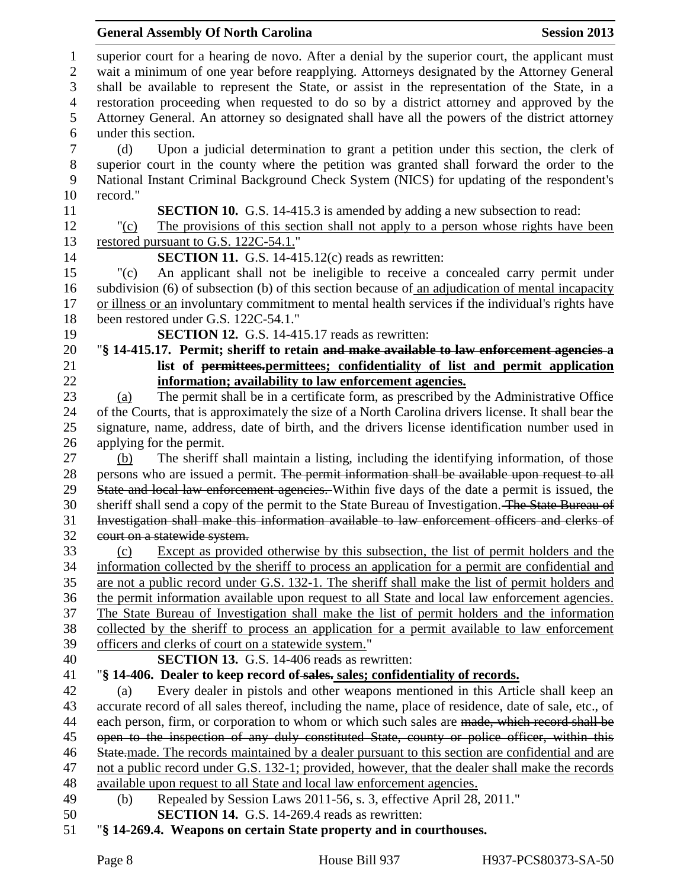superior court for a hearing de novo. After a denial by the superior court, the applicant must wait a minimum of one year before reapplying. Attorneys designated by the Attorney General shall be available to represent the State, or assist in the representation of the State, in a restoration proceeding when requested to do so by a district attorney and approved by the Attorney General. An attorney so designated shall have all the powers of the district attorney under this section.

(d) Upon a judicial determination to grant a petition under this section, the clerk of superior court in the county where the petition was granted shall forward the order to the National Instant Criminal Background Check System (NICS) for updating of the respondent's record."

**SECTION 10.** G.S. 14-415.3 is amended by adding a new subsection to read:

"(c) The provisions of this section shall not apply to a person whose rights have been restored pursuant to G.S. 122C-54.1."

**SECTION 11.** G.S. 14-415.12(c) reads as rewritten:

"(c) An applicant shall not be ineligible to receive a concealed carry permit under subdivision (6) of subsection (b) of this section because of an adjudication of mental incapacity or illness or an involuntary commitment to mental health services if the individual's rights have been restored under G.S. 122C-54.1."

**SECTION 12.** G.S. 14-415.17 reads as rewritten:

"**§ 14-415.17. Permit; sheriff to retain ~~and make available to law enforcement agencies~~ a list of ~~permittees.~~permittees; confidentiality of list and permit application information; availability to law enforcement agencies.**

(a) The permit shall be in a certificate form, as prescribed by the Administrative Office of the Courts, that is approximately the size of a North Carolina drivers license. It shall bear the signature, name, address, date of birth, and the drivers license identification number used in applying for the permit.

(b) The sheriff shall maintain a listing, including the identifying information, of those persons who are issued a permit. ~~The permit information shall be available upon request to all State and local law enforcement agencies.~~ Within five days of the date a permit is issued, the sheriff shall send a copy of the permit to the State Bureau of Investigation. ~~The State Bureau of Investigation shall make this information available to law enforcement officers and clerks of court on a statewide system.~~

(c) Except as provided otherwise by this subsection, the list of permit holders and the information collected by the sheriff to process an application for a permit are confidential and are not a public record under G.S. 132-1. The sheriff shall make the list of permit holders and the permit information available upon request to all State and local law enforcement agencies. The State Bureau of Investigation shall make the list of permit holders and the information collected by the sheriff to process an application for a permit available to law enforcement officers and clerks of court on a statewide system."

**SECTION 13.** G.S. 14-406 reads as rewritten:

"**§ 14-406. Dealer to keep record of ~~sales.~~ sales; confidentiality of records.**

(a) Every dealer in pistols and other weapons mentioned in this Article shall keep an accurate record of all sales thereof, including the name, place of residence, date of sale, etc., of each person, firm, or corporation to whom or which such sales are ~~made, which record shall be open to the inspection of any duly constituted State, county or police officer, within this State.~~made. The records maintained by a dealer pursuant to this section are confidential and are not a public record under G.S. 132-1; provided, however, that the dealer shall make the records available upon request to all State and local law enforcement agencies.

(b) Repealed by Session Laws 2011-56, s. 3, effective April 28, 2011."

**SECTION 14.** G.S. 14-269.4 reads as rewritten:

"**§ 14-269.4. Weapons on certain State property and in courthouses.**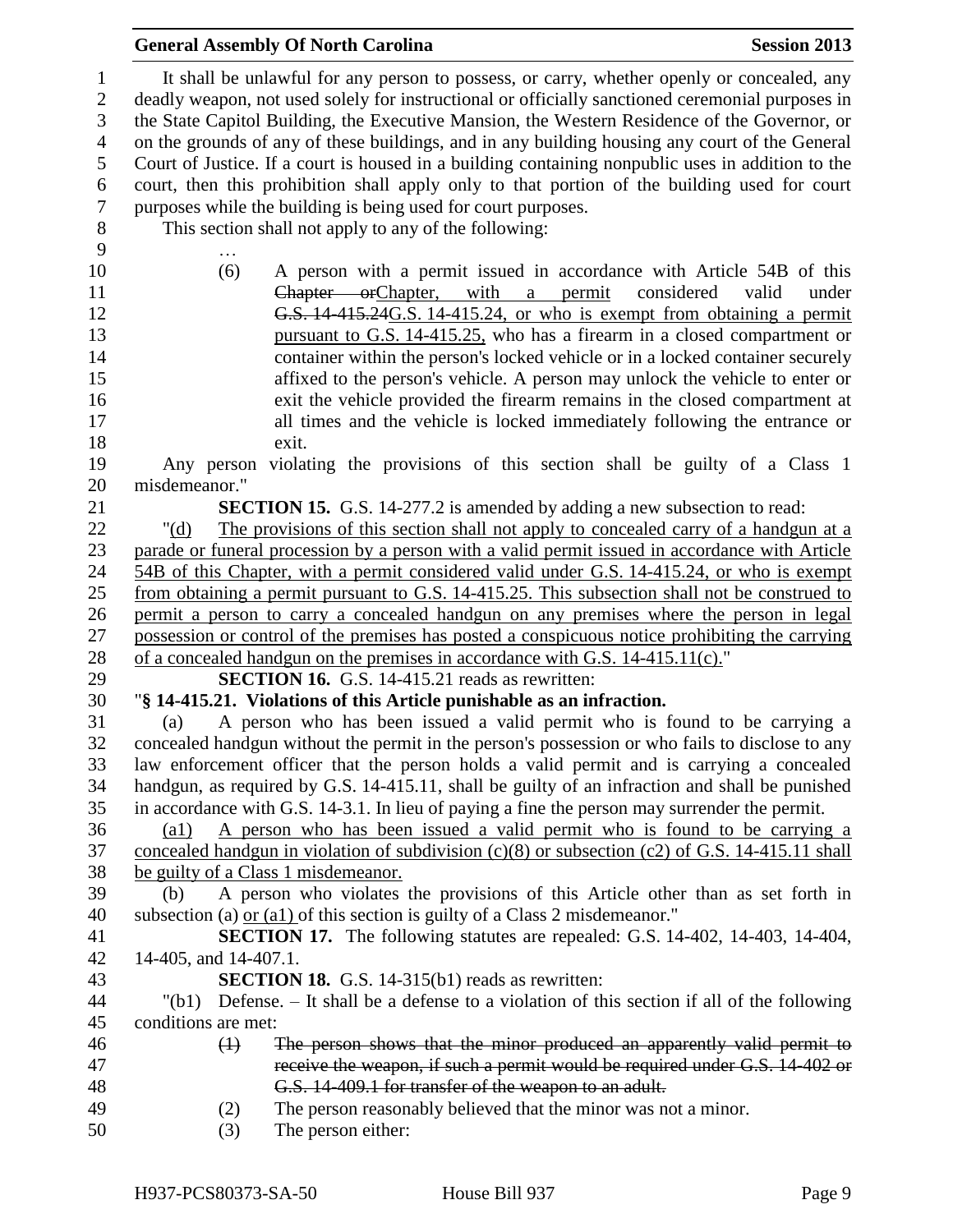It shall be unlawful for any person to possess, or carry, whether openly or concealed, any deadly weapon, not used solely for instructional or officially sanctioned ceremonial purposes in the State Capitol Building, the Executive Mansion, the Western Residence of the Governor, or on the grounds of any of these buildings, and in any building housing any court of the General Court of Justice. If a court is housed in a building containing nonpublic uses in addition to the court, then this prohibition shall apply only to that portion of the building used for court purposes while the building is being used for court purposes.

This section shall not apply to any of the following:

…

(6) A person with a permit issued in accordance with Article 54B of this ~~Chapter or~~Chapter, with a permit considered valid under ~~G.S. 14-415.24~~G.S. 14-415.24, or who is exempt from obtaining a permit pursuant to G.S. 14-415.25, who has a firearm in a closed compartment or container within the person's locked vehicle or in a locked container securely affixed to the person's vehicle. A person may unlock the vehicle to enter or exit the vehicle provided the firearm remains in the closed compartment at all times and the vehicle is locked immediately following the entrance or exit.

Any person violating the provisions of this section shall be guilty of a Class 1 misdemeanor."

**SECTION 15.** G.S. 14-277.2 is amended by adding a new subsection to read:

"(d) The provisions of this section shall not apply to concealed carry of a handgun at a parade or funeral procession by a person with a valid permit issued in accordance with Article 54B of this Chapter, with a permit considered valid under G.S. 14-415.24, or who is exempt from obtaining a permit pursuant to G.S. 14-415.25. This subsection shall not be construed to permit a person to carry a concealed handgun on any premises where the person in legal possession or control of the premises has posted a conspicuous notice prohibiting the carrying of a concealed handgun on the premises in accordance with G.S. 14-415.11(c)."

**SECTION 16.** G.S. 14-415.21 reads as rewritten:

"**§ 14-415.21. Violations of this Article punishable as an infraction.**

(a) A person who has been issued a valid permit who is found to be carrying a concealed handgun without the permit in the person's possession or who fails to disclose to any law enforcement officer that the person holds a valid permit and is carrying a concealed handgun, as required by G.S. 14-415.11, shall be guilty of an infraction and shall be punished in accordance with G.S. 14-3.1. In lieu of paying a fine the person may surrender the permit.

(a1) A person who has been issued a valid permit who is found to be carrying a concealed handgun in violation of subdivision (c)(8) or subsection (c2) of G.S. 14-415.11 shall be guilty of a Class 1 misdemeanor.

(b) A person who violates the provisions of this Article other than as set forth in subsection (a) or (a1) of this section is guilty of a Class 2 misdemeanor."

**SECTION 17.** The following statutes are repealed: G.S. 14-402, 14-403, 14-404, 14-405, and 14-407.1.

**SECTION 18.** G.S. 14-315(b1) reads as rewritten:

"(b1) Defense. – It shall be a defense to a violation of this section if all of the following conditions are met:

~~(1) The person shows that the minor produced an apparently valid permit to receive the weapon, if such a permit would be required under G.S. 14-402 or G.S. 14-409.1 for transfer of the weapon to an adult.~~

(2) The person reasonably believed that the minor was not a minor.

(3) The person either: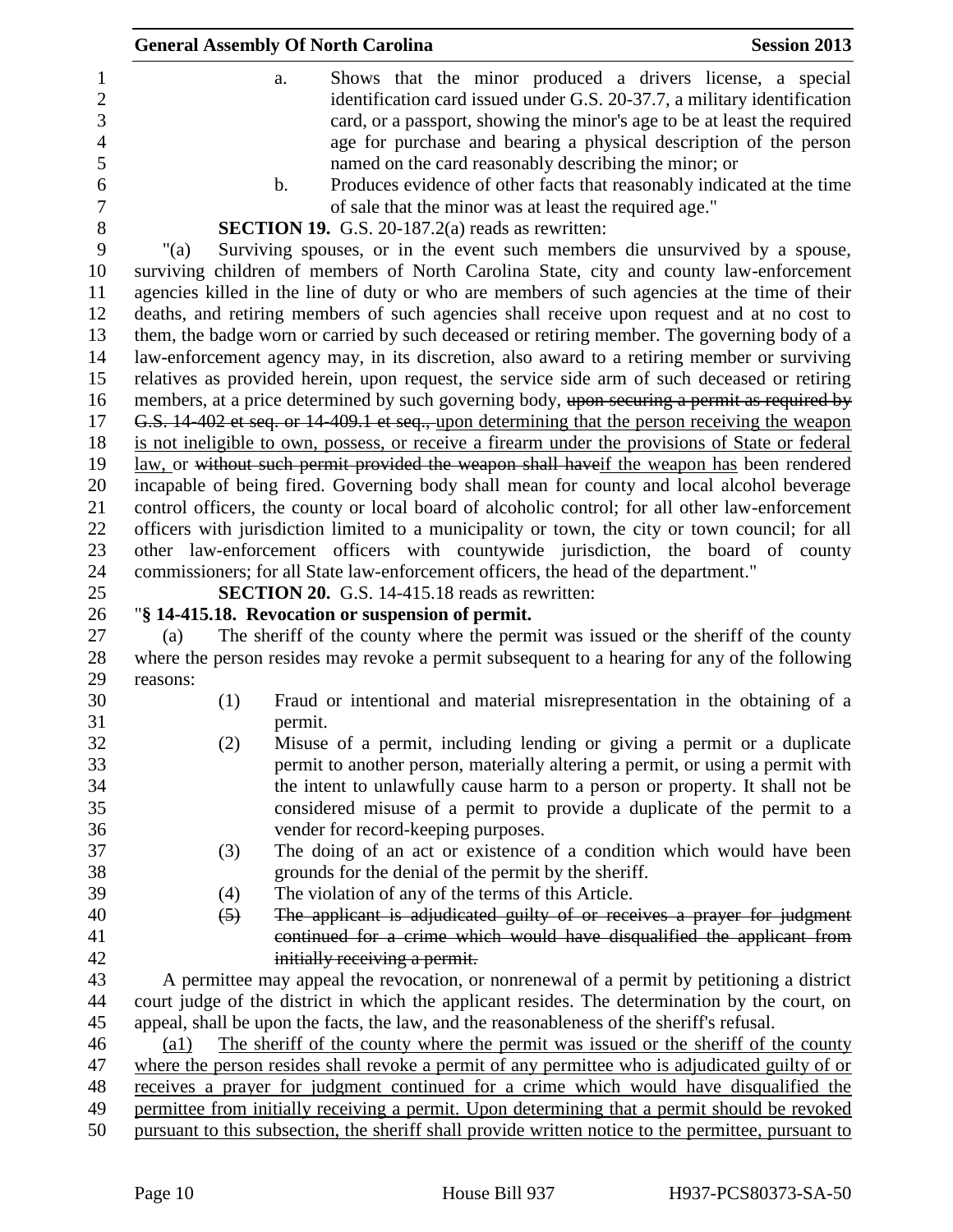a. Shows that the minor produced a drivers license, a special identification card issued under G.S. 20-37.7, a military identification card, or a passport, showing the minor's age to be at least the required age for purchase and bearing a physical description of the person named on the card reasonably describing the minor; or

b. Produces evidence of other facts that reasonably indicated at the time of sale that the minor was at least the required age."

**SECTION 19.** G.S. 20-187.2(a) reads as rewritten:

"(a) Surviving spouses, or in the event such members die unsurvived by a spouse, surviving children of members of North Carolina State, city and county law-enforcement agencies killed in the line of duty or who are members of such agencies at the time of their deaths, and retiring members of such agencies shall receive upon request and at no cost to them, the badge worn or carried by such deceased or retiring member. The governing body of a law-enforcement agency may, in its discretion, also award to a retiring member or surviving relatives as provided herein, upon request, the service side arm of such deceased or retiring members, at a price determined by such governing body, ~~upon securing a permit as required by G.S. 14-402 et seq. or 14-409.1 et seq.,~~ upon determining that the person receiving the weapon is not ineligible to own, possess, or receive a firearm under the provisions of State or federal law, or ~~without such permit provided the weapon shall have~~if the weapon has been rendered incapable of being fired. Governing body shall mean for county and local alcohol beverage control officers, the county or local board of alcoholic control; for all other law-enforcement officers with jurisdiction limited to a municipality or town, the city or town council; for all other law-enforcement officers with countywide jurisdiction, the board of county commissioners; for all State law-enforcement officers, the head of the department."

**SECTION 20.** G.S. 14-415.18 reads as rewritten:

"**§ 14-415.18. Revocation or suspension of permit.**

(a) The sheriff of the county where the permit was issued or the sheriff of the county where the person resides may revoke a permit subsequent to a hearing for any of the following reasons:

(1) Fraud or intentional and material misrepresentation in the obtaining of a permit.

(2) Misuse of a permit, including lending or giving a permit or a duplicate permit to another person, materially altering a permit, or using a permit with the intent to unlawfully cause harm to a person or property. It shall not be considered misuse of a permit to provide a duplicate of the permit to a vender for record-keeping purposes.

(3) The doing of an act or existence of a condition which would have been grounds for the denial of the permit by the sheriff.

(4) The violation of any of the terms of this Article.

~~(5) The applicant is adjudicated guilty of or receives a prayer for judgment continued for a crime which would have disqualified the applicant from initially receiving a permit.~~

A permittee may appeal the revocation, or nonrenewal of a permit by petitioning a district court judge of the district in which the applicant resides. The determination by the court, on appeal, shall be upon the facts, the law, and the reasonableness of the sheriff's refusal.

(a1) The sheriff of the county where the permit was issued or the sheriff of the county where the person resides shall revoke a permit of any permittee who is adjudicated guilty of or receives a prayer for judgment continued for a crime which would have disqualified the permittee from initially receiving a permit. Upon determining that a permit should be revoked pursuant to this subsection, the sheriff shall provide written notice to the permittee, pursuant to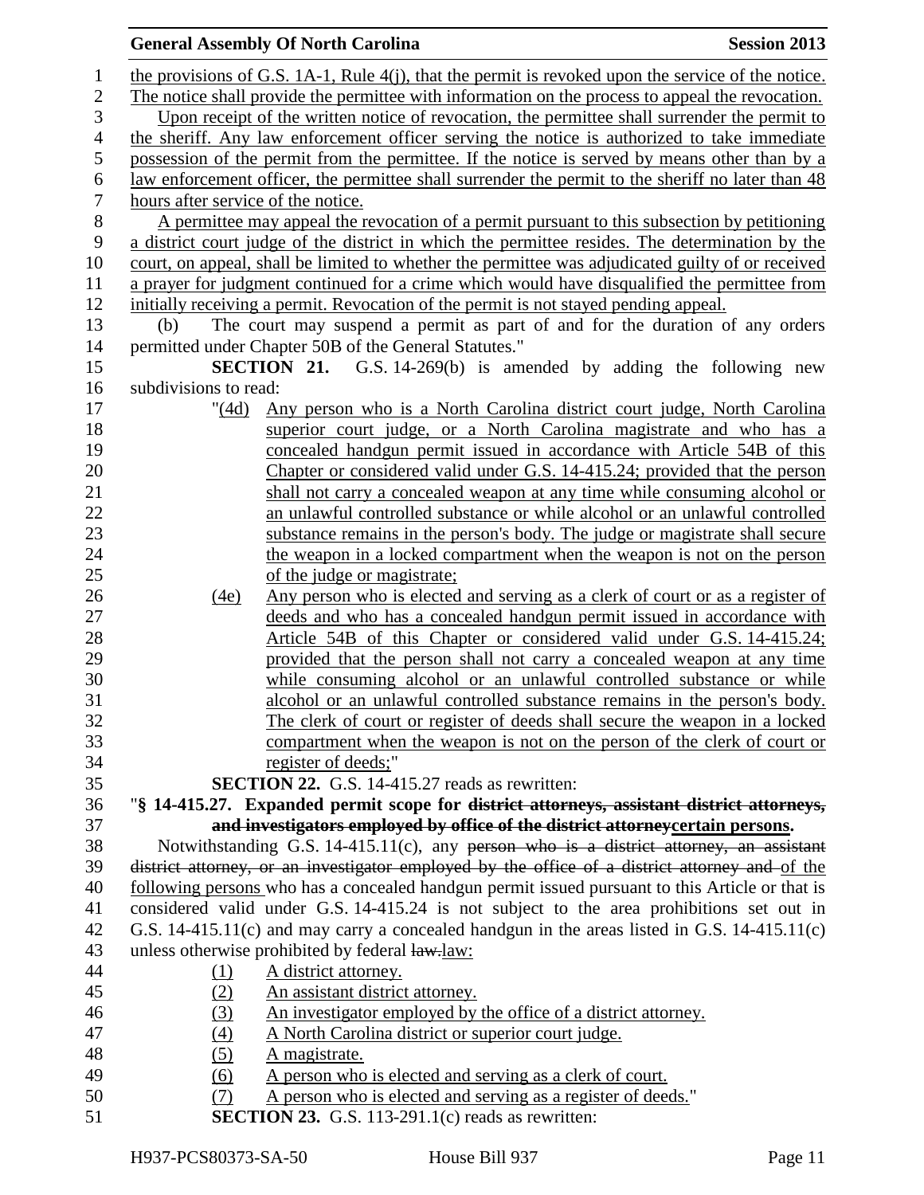the provisions of G.S. 1A-1, Rule 4(j), that the permit is revoked upon the service of the notice. The notice shall provide the permittee with information on the process to appeal the revocation.

Upon receipt of the written notice of revocation, the permittee shall surrender the permit to the sheriff. Any law enforcement officer serving the notice is authorized to take immediate possession of the permit from the permittee. If the notice is served by means other than by a law enforcement officer, the permittee shall surrender the permit to the sheriff no later than 48 hours after service of the notice.

A permittee may appeal the revocation of a permit pursuant to this subsection by petitioning a district court judge of the district in which the permittee resides. The determination by the court, on appeal, shall be limited to whether the permittee was adjudicated guilty of or received a prayer for judgment continued for a crime which would have disqualified the permittee from initially receiving a permit. Revocation of the permit is not stayed pending appeal.

(b) The court may suspend a permit as part of and for the duration of any orders permitted under Chapter 50B of the General Statutes."

**SECTION 21.** G.S. 14-269(b) is amended by adding the following new subdivisions to read:

"(4d) Any person who is a North Carolina district court judge, North Carolina superior court judge, or a North Carolina magistrate and who has a concealed handgun permit issued in accordance with Article 54B of this Chapter or considered valid under G.S. 14-415.24; provided that the person shall not carry a concealed weapon at any time while consuming alcohol or an unlawful controlled substance or while alcohol or an unlawful controlled substance remains in the person's body. The judge or magistrate shall secure the weapon in a locked compartment when the weapon is not on the person of the judge or magistrate;

(4e) Any person who is elected and serving as a clerk of court or as a register of deeds and who has a concealed handgun permit issued in accordance with Article 54B of this Chapter or considered valid under G.S. 14-415.24; provided that the person shall not carry a concealed weapon at any time while consuming alcohol or an unlawful controlled substance or while alcohol or an unlawful controlled substance remains in the person's body. The clerk of court or register of deeds shall secure the weapon in a locked compartment when the weapon is not on the person of the clerk of court or register of deeds;"

**SECTION 22.** G.S. 14-415.27 reads as rewritten:

"**§ 14-415.27. Expanded permit scope for ~~district attorneys, assistant district attorneys, and investigators employed by office of the district attorney~~certain persons.**

Notwithstanding G.S. 14-415.11(c), any ~~person who is a district attorney, an assistant district attorney, or an investigator employed by the office of a district attorney and~~ of the following persons who has a concealed handgun permit issued pursuant to this Article or that is considered valid under G.S. 14-415.24 is not subject to the area prohibitions set out in G.S. 14-415.11(c) and may carry a concealed handgun in the areas listed in G.S. 14-415.11(c) unless otherwise prohibited by federal ~~law.~~law:

(1) A district attorney.
(2) An assistant district attorney.
(3) An investigator employed by the office of a district attorney.
(4) A North Carolina district or superior court judge.
(5) A magistrate.
(6) A person who is elected and serving as a clerk of court.
(7) A person who is elected and serving as a register of deeds."

**SECTION 23.** G.S. 113-291.1(c) reads as rewritten: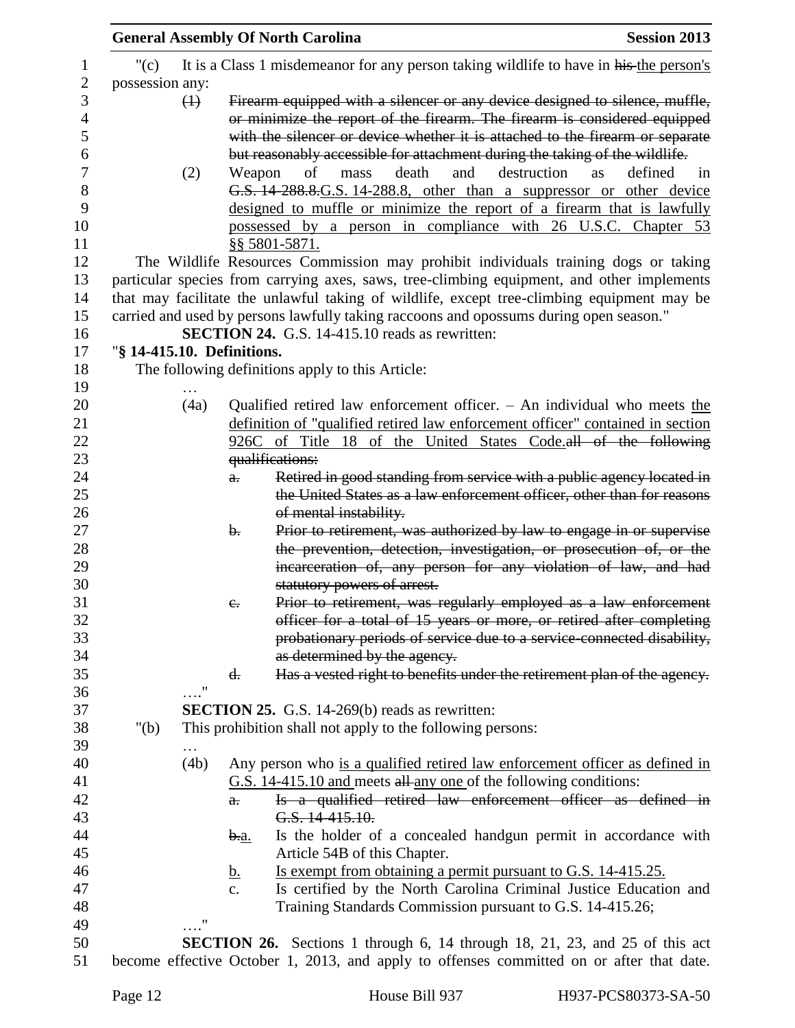"(c) It is a Class 1 misdemeanor for any person taking wildlife to have in ~~his~~ the person's possession any:

(1) ~~Firearm equipped with a silencer or any device designed to silence, muffle, or minimize the report of the firearm. The firearm is considered equipped with the silencer or device whether it is attached to the firearm or separate but reasonably accessible for attachment during the taking of the wildlife.~~

(2) Weapon of mass death and destruction as defined in ~~G.S. 14-288.8.~~G.S. 14-288.8, other than a suppressor or other device designed to muffle or minimize the report of a firearm that is lawfully possessed by a person in compliance with 26 U.S.C. Chapter 53 §§ 5801-5871.

The Wildlife Resources Commission may prohibit individuals training dogs or taking particular species from carrying axes, saws, tree-climbing equipment, and other implements that may facilitate the unlawful taking of wildlife, except tree-climbing equipment may be carried and used by persons lawfully taking raccoons and opossums during open season."

**SECTION 24.** G.S. 14-415.10 reads as rewritten:

"**§ 14-415.10. Definitions.**

The following definitions apply to this Article:

…

(4a) Qualified retired law enforcement officer. – An individual who meets the definition of "qualified retired law enforcement officer" contained in section 926C of Title 18 of the United States Code.~~all of the following qualifications:~~

~~a. Retired in good standing from service with a public agency located in the United States as a law enforcement officer, other than for reasons of mental instability.~~

~~b. Prior to retirement, was authorized by law to engage in or supervise the prevention, detection, investigation, or prosecution of, or the incarceration of, any person for any violation of law, and had statutory powers of arrest.~~

~~c. Prior to retirement, was regularly employed as a law enforcement officer for a total of 15 years or more, or retired after completing probationary periods of service due to a service-connected disability, as determined by the agency.~~

~~d. Has a vested right to benefits under the retirement plan of the agency.~~

…."

**SECTION 25.** G.S. 14-269(b) reads as rewritten:

"(b) This prohibition shall not apply to the following persons:

…

(4b) Any person who is a qualified retired law enforcement officer as defined in G.S. 14-415.10 and meets ~~all~~ any one of the following conditions:

~~a. Is a qualified retired law enforcement officer as defined in G.S. 14-415.10.~~

~~b.~~a. Is the holder of a concealed handgun permit in accordance with Article 54B of this Chapter.

b. Is exempt from obtaining a permit pursuant to G.S. 14-415.25.

c. Is certified by the North Carolina Criminal Justice Education and Training Standards Commission pursuant to G.S. 14-415.26;

…."

**SECTION 26.** Sections 1 through 6, 14 through 18, 21, 23, and 25 of this act become effective October 1, 2013, and apply to offenses committed on or after that date.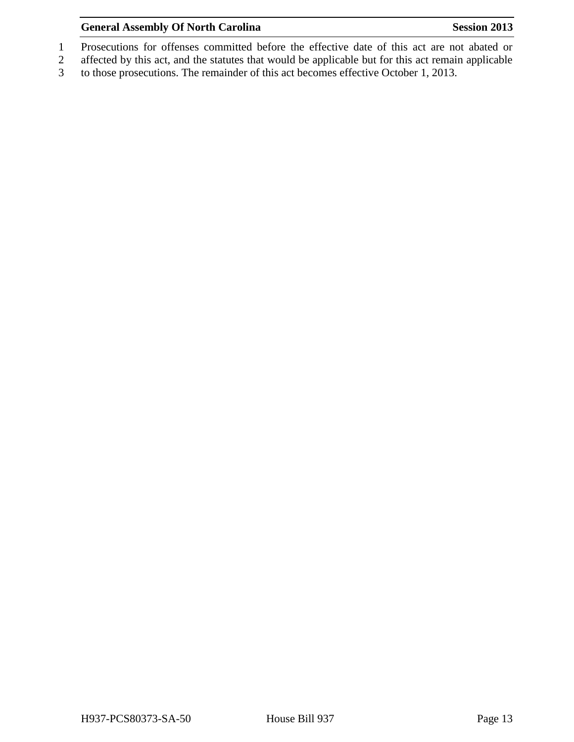Prosecutions for offenses committed before the effective date of this act are not abated or affected by this act, and the statutes that would be applicable but for this act remain applicable to those prosecutions. The remainder of this act becomes effective October 1, 2013.